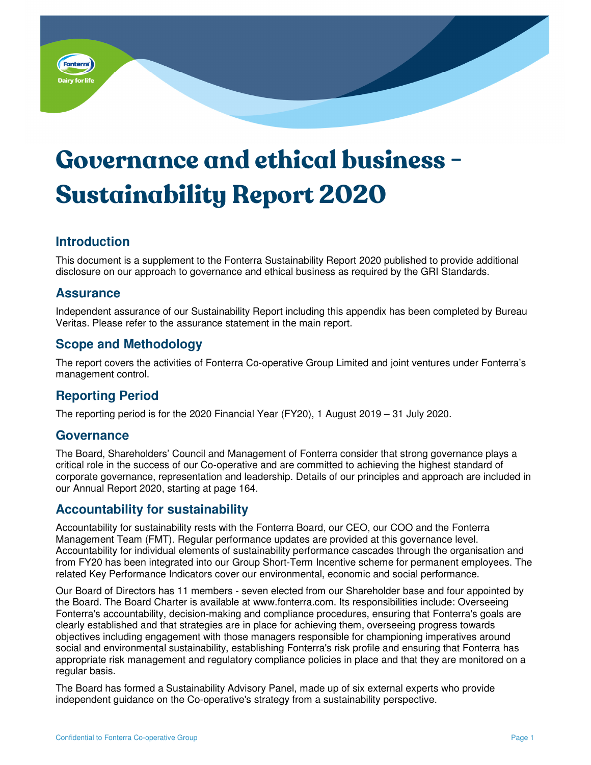# Governance and ethical business - Sustainability Report 2020

## Introduction

This document is a supplement to the Fonterra Sustainability Report 2020 published to provide additional disclosure on our approach to governance and ethical business as required by the GRI Standards.

## Assurance

Independent assurance of our Sustainability Report including this appendix has been completed by Bureau Veritas. Please refer to the assurance statement in the main report.

## Scope and Methodology

The report covers the activities of Fonterra Co-operative Group Limited and joint ventures under Fonterra's management control.

## Reporting Period

The reporting period is for the 2020 Financial Year (FY20), 1 August 2019 – 31 July 2020.

## Governance

The Board, Shareholders' Council and Management of Fonterra consider that strong governance plays a critical role in the success of our Co-operative and are committed to achieving the highest standard of corporate governance, representation and leadership. Details of our principles and approach are included in our Annual Report 2020, starting at page 164.

## Accountability for sustainability

Accountability for sustainability rests with the Fonterra Board, our CEO, our COO and the Fonterra Management Team (FMT). Regular performance updates are provided at this governance level. Accountability for individual elements of sustainability performance cascades through the organisation and from FY20 has been integrated into our Group Short-Term Incentive scheme for permanent employees. The related Key Performance Indicators cover our environmental, economic and social performance.

Our Board of Directors has 11 members - seven elected from our Shareholder base and four appointed by the Board. The Board Charter is available at www.fonterra.com. Its responsibilities include: Overseeing Fonterra's accountability, decision-making and compliance procedures, ensuring that Fonterra's goals are clearly established and that strategies are in place for achieving them, overseeing progress towards objectives including engagement with those managers responsible for championing imperatives around social and environmental sustainability, establishing Fonterra's risk profile and ensuring that Fonterra has appropriate risk management and regulatory compliance policies in place and that they are monitored on a regular basis.

The Board has formed a Sustainability Advisory Panel, made up of six external experts who provide independent guidance on the Co-operative's strategy from a sustainability perspective.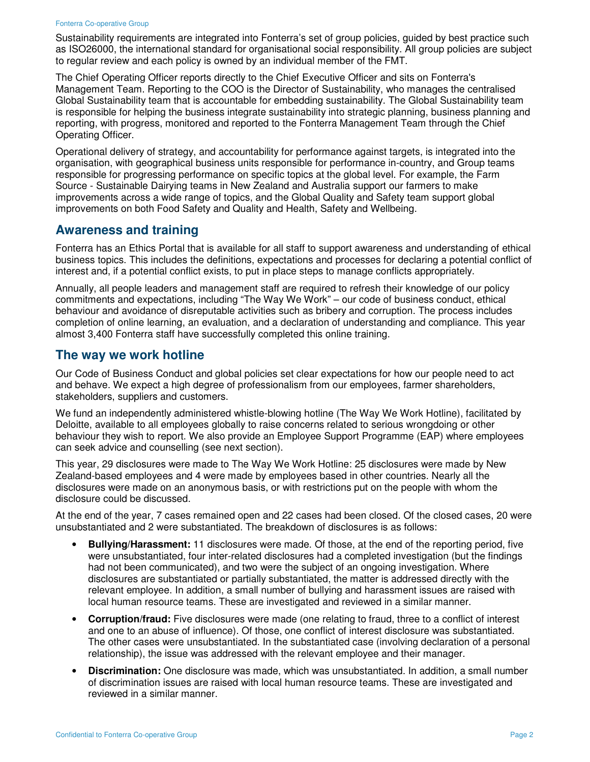Sustainability requirements are integrated into Fonterra's set of group policies, guided by best practice such as ISO26000, the international standard for organisational social responsibility. All group policies are subject to regular review and each policy is owned by an individual member of the FMT.

The Chief Operating Officer reports directly to the Chief Executive Officer and sits on Fonterra's Management Team. Reporting to the COO is the Director of Sustainability, who manages the centralised Global Sustainability team that is accountable for embedding sustainability. The Global Sustainability team is responsible for helping the business integrate sustainability into strategic planning, business planning and reporting, with progress, monitored and reported to the Fonterra Management Team through the Chief Operating Officer.

Operational delivery of strategy, and accountability for performance against targets, is integrated into the organisation, with geographical business units responsible for performance in-country, and Group teams responsible for progressing performance on specific topics at the global level. For example, the Farm Source - Sustainable Dairying teams in New Zealand and Australia support our farmers to make improvements across a wide range of topics, and the Global Quality and Safety team support global improvements on both Food Safety and Quality and Health, Safety and Wellbeing.

## Awareness and training

Fonterra has an Ethics Portal that is available for all staff to support awareness and understanding of ethical business topics. This includes the definitions, expectations and processes for declaring a potential conflict of interest and, if a potential conflict exists, to put in place steps to manage conflicts appropriately.

Annually, all people leaders and management staff are required to refresh their knowledge of our policy commitments and expectations, including "The Way We Work" – our code of business conduct, ethical behaviour and avoidance of disreputable activities such as bribery and corruption. The process includes completion of online learning, an evaluation, and a declaration of understanding and compliance. This year almost 3,400 Fonterra staff have successfully completed this online training.

## The way we work hotline

Our Code of Business Conduct and global policies set clear expectations for how our people need to act and behave. We expect a high degree of professionalism from our employees, farmer shareholders, stakeholders, suppliers and customers.

We fund an independently administered whistle-blowing hotline (The Way We Work Hotline), facilitated by Deloitte, available to all employees globally to raise concerns related to serious wrongdoing or other behaviour they wish to report. We also provide an Employee Support Programme (EAP) where employees can seek advice and counselling (see next section).

This year, 29 disclosures were made to The Way We Work Hotline: 25 disclosures were made by New Zealand-based employees and 4 were made by employees based in other countries. Nearly all the disclosures were made on an anonymous basis, or with restrictions put on the people with whom the disclosure could be discussed.

At the end of the year, 7 cases remained open and 22 cases had been closed. Of the closed cases, 20 were unsubstantiated and 2 were substantiated. The breakdown of disclosures is as follows:

- **Bullying/Harassment:** 11 disclosures were made. Of those, at the end of the reporting period, five were unsubstantiated, four inter-related disclosures had a completed investigation (but the findings had not been communicated), and two were the subject of an ongoing investigation. Where disclosures are substantiated or partially substantiated, the matter is addressed directly with the relevant employee. In addition, a small number of bullying and harassment issues are raised with local human resource teams. These are investigated and reviewed in a similar manner.
- **Corruption/fraud:** Five disclosures were made (one relating to fraud, three to a conflict of interest and one to an abuse of influence). Of those, one conflict of interest disclosure was substantiated. The other cases were unsubstantiated. In the substantiated case (involving declaration of a personal relationship), the issue was addressed with the relevant employee and their manager.
- **Discrimination:** One disclosure was made, which was unsubstantiated. In addition, a small number of discrimination issues are raised with local human resource teams. These are investigated and reviewed in a similar manner.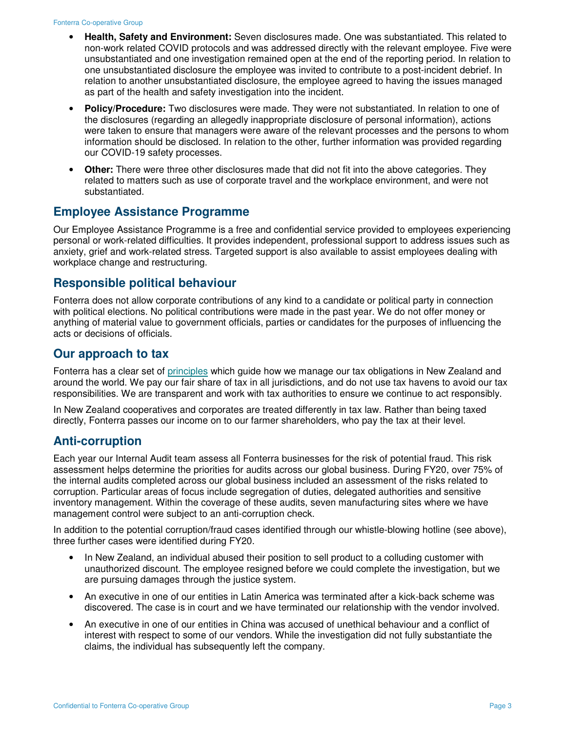- **Health, Safety and Environment:** Seven disclosures made. One was substantiated. This related to non-work related COVID protocols and was addressed directly with the relevant employee. Five were unsubstantiated and one investigation remained open at the end of the reporting period. In relation to one unsubstantiated disclosure the employee was invited to contribute to a post-incident debrief. In relation to another unsubstantiated disclosure, the employee agreed to having the issues managed as part of the health and safety investigation into the incident.
- **Policy/Procedure:** Two disclosures were made. They were not substantiated. In relation to one of the disclosures (regarding an allegedly inappropriate disclosure of personal information), actions were taken to ensure that managers were aware of the relevant processes and the persons to whom information should be disclosed. In relation to the other, further information was provided regarding our COVID-19 safety processes.
- **Other:** There were three other disclosures made that did not fit into the above categories. They related to matters such as use of corporate travel and the workplace environment, and were not substantiated.

## Employee Assistance Programme

Our Employee Assistance Programme is a free and confidential service provided to employees experiencing personal or work-related difficulties. It provides independent, professional support to address issues such as anxiety, grief and work-related stress. Targeted support is also available to assist employees dealing with workplace change and restructuring.

## Responsible political behaviour

Fonterra does not allow corporate contributions of any kind to a candidate or political party in connection with political elections. No political contributions were made in the past year. We do not offer money or anything of material value to government officials, parties or candidates for the purposes of influencing the acts or decisions of officials.

## Our approach to tax

Fonterra has a clear set of principles which guide how we manage our tax obligations in New Zealand and around the world. We pay our fair share of tax in all jurisdictions, and do not use tax havens to avoid our tax responsibilities. We are transparent and work with tax authorities to ensure we continue to act responsibly.

In New Zealand cooperatives and corporates are treated differently in tax law. Rather than being taxed directly, Fonterra passes our income on to our farmer shareholders, who pay the tax at their level.

## Anti-corruption

Each year our Internal Audit team assess all Fonterra businesses for the risk of potential fraud. This risk assessment helps determine the priorities for audits across our global business. During FY20, over 75% of the internal audits completed across our global business included an assessment of the risks related to corruption. Particular areas of focus include segregation of duties, delegated authorities and sensitive inventory management. Within the coverage of these audits, seven manufacturing sites where we have management control were subject to an anti-corruption check.

In addition to the potential corruption/fraud cases identified through our whistle-blowing hotline (see above), three further cases were identified during FY20.

- In New Zealand, an individual abused their position to sell product to a colluding customer with unauthorized discount. The employee resigned before we could complete the investigation, but we are pursuing damages through the justice system.
- An executive in one of our entities in Latin America was terminated after a kick-back scheme was discovered. The case is in court and we have terminated our relationship with the vendor involved.
- An executive in one of our entities in China was accused of unethical behaviour and a conflict of interest with respect to some of our vendors. While the investigation did not fully substantiate the claims, the individual has subsequently left the company.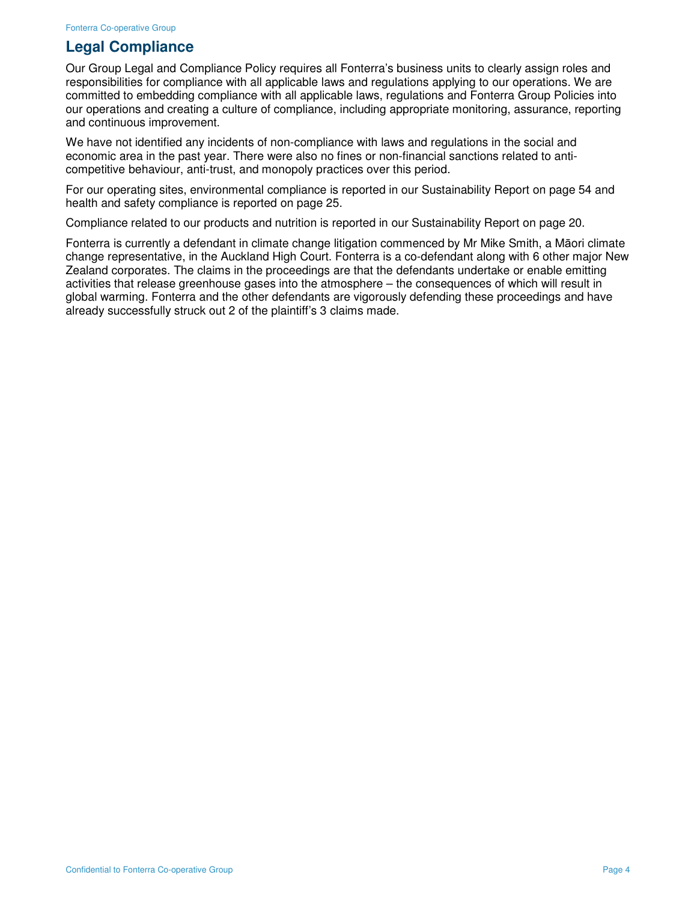## Legal Compliance

Our Group Legal and Compliance Policy requires all Fonterra's business units to clearly assign roles and responsibilities for compliance with all applicable laws and regulations applying to our operations. We are committed to embedding compliance with all applicable laws, regulations and Fonterra Group Policies into our operations and creating a culture of compliance, including appropriate monitoring, assurance, reporting and continuous improvement.

We have not identified any incidents of non-compliance with laws and regulations in the social and economic area in the past year. There were also no fines or non-financial sanctions related to anti-competitive behaviour, anti-trust, and monopoly practices over this period.

For our operating sites, environmental compliance is reported in our Sustainability Report on page 54 and health and safety compliance is reported on page 25.

Compliance related to our products and nutrition is reported in our Sustainability Report on page 20.

Fonterra is currently a defendant in climate change litigation commenced by Mr Mike Smith, a Māori climate change representative, in the Auckland High Court. Fonterra is a co-defendant along with 6 other major New Zealand corporates. The claims in the proceedings are that the defendants undertake or enable emitting activities that release greenhouse gases into the atmosphere – the consequences of which will result in global warming. Fonterra and the other defendants are vigorously defending these proceedings and have already successfully struck out 2 of the plaintiff's 3 claims made.